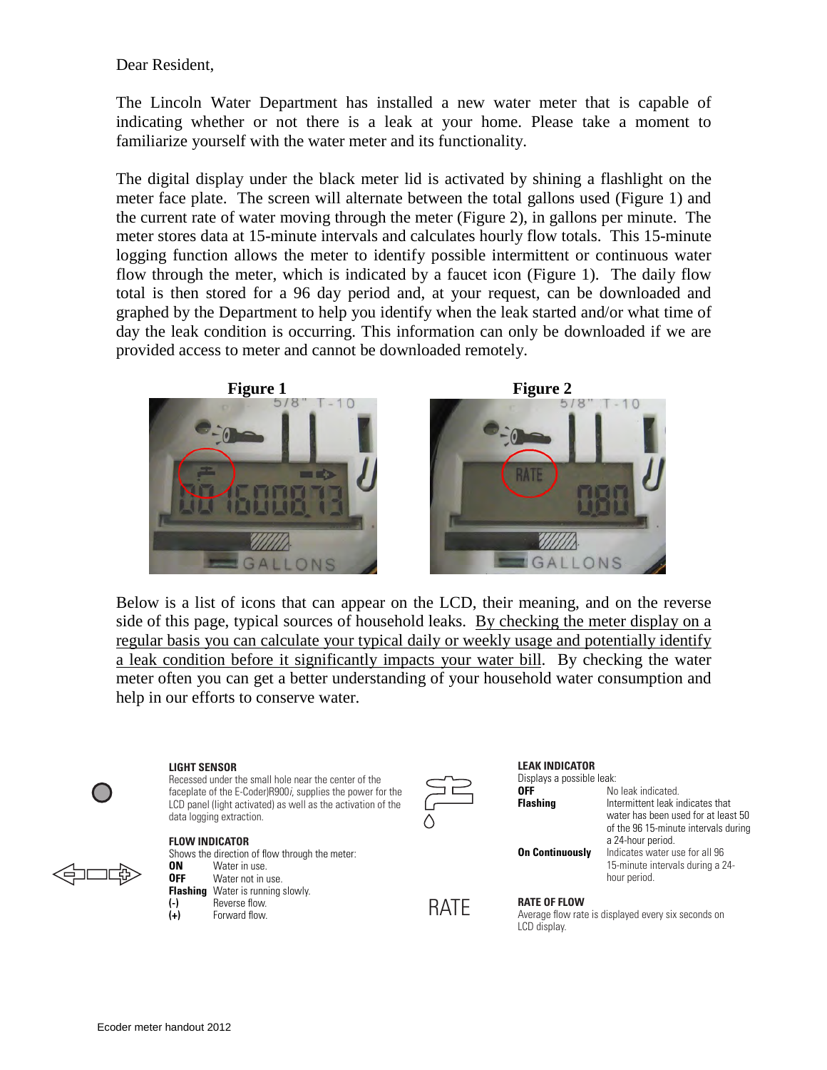Dear Resident,

The Lincoln Water Department has installed a new water meter that is capable of indicating whether or not there is a leak at your home. Please take a moment to familiarize yourself with the water meter and its functionality.

The digital display under the black meter lid is activated by shining a flashlight on the meter face plate. The screen will alternate between the total gallons used (Figure 1) and the current rate of water moving through the meter (Figure 2), in gallons per minute. The meter stores data at 15-minute intervals and calculates hourly flow totals. This 15-minute logging function allows the meter to identify possible intermittent or continuous water flow through the meter, which is indicated by a faucet icon (Figure 1). The daily flow total is then stored for a 96 day period and, at your request, can be downloaded and graphed by the Department to help you identify when the leak started and/or what time of day the leak condition is occurring. This information can only be downloaded if we are provided access to meter and cannot be downloaded remotely.

**Figure 1**

**Figure 2**

Below is a list of icons that can appear on the LCD, their meaning, and on the reverse side of this page, typical sources of household leaks. By checking the meter display on a regular basis you can calculate your typical daily or weekly usage and potentially identify a leak condition before it significantly impacts your water bill. By checking the water meter often you can get a better understanding of your household water consumption and help in our efforts to conserve water.

**LIGHT SENSOR**
Recessed under the small hole near the center of the faceplate of the E-Coder)R900*i*, supplies the power for the LCD panel (light activated) as well as the activation of the data logging extraction.

**FLOW INDICATOR**
Shows the direction of flow through the meter:

| | |
|---|---|
| **ON** | Water in use. |
| **OFF** | Water not in use. |
| **Flashing** | Water is running slowly. |
| **(-)** | Reverse flow. |
| **(+)** | Forward flow. |

**LEAK INDICATOR**
Displays a possible leak:

| | |
|---|---|
| **OFF** | No leak indicated. |
| **Flashing** | Intermittent leak indicates that water has been used for at least 50 of the 96 15-minute intervals during a 24-hour period. |
| **On Continuously** | Indicates water use for all 96 15-minute intervals during a 24-hour period. |

RATE

**RATE OF FLOW**
Average flow rate is displayed every six seconds on LCD display.

Ecoder meter handout 2012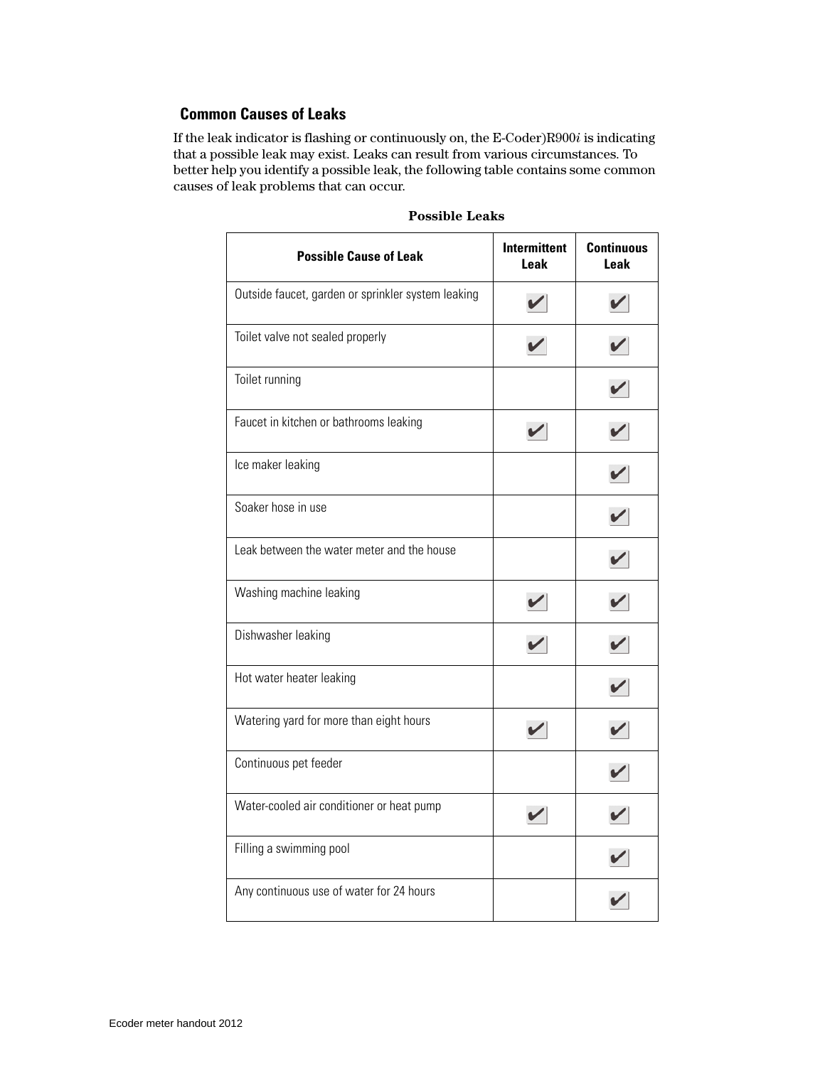## Common Causes of Leaks

If the leak indicator is flashing or continuously on, the E-Coder)R900*i* is indicating that a possible leak may exist. Leaks can result from various circumstances. To better help you identify a possible leak, the following table contains some common causes of leak problems that can occur.

**Possible Leaks**

| Possible Cause of Leak | Intermittent Leak | Continuous Leak |
|---|---|---|
| Outside faucet, garden or sprinkler system leaking | ✔ | ✔ |
| Toilet valve not sealed properly | ✔ | ✔ |
| Toilet running | | ✔ |
| Faucet in kitchen or bathrooms leaking | ✔ | ✔ |
| Ice maker leaking | | ✔ |
| Soaker hose in use | | ✔ |
| Leak between the water meter and the house | | ✔ |
| Washing machine leaking | ✔ | ✔ |
| Dishwasher leaking | ✔ | ✔ |
| Hot water heater leaking | | ✔ |
| Watering yard for more than eight hours | ✔ | ✔ |
| Continuous pet feeder | | ✔ |
| Water-cooled air conditioner or heat pump | ✔ | ✔ |
| Filling a swimming pool | | ✔ |
| Any continuous use of water for 24 hours | | ✔ |